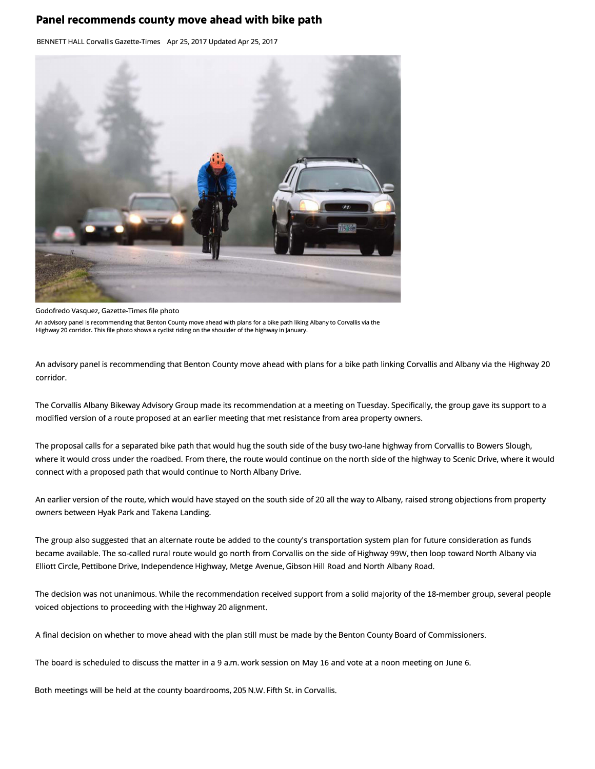# Panel recommends county move ahead with bike path

BENNETT HALL Corvallis Gazette-Times Apr 25, 2017 Updated Apr 25, 2017

Godofredo Vasquez, Gazette-Times file photo

An advisory panel is recommending that Benton County move ahead with plans for a bike path liking Albany to Corvallis via the Highway 20 corridor. This file photo shows a cyclist riding on the shoulder of the highway in January.

An advisory panel is recommending that Benton County move ahead with plans for a bike path linking Corvallis and Albany via the Highway 20 corridor.

The Corvallis Albany Bikeway Advisory Group made its recommendation at a meeting on Tuesday. Specifically, the group gave its support to a modified version of a route proposed at an earlier meeting that met resistance from area property owners.

The proposal calls for a separated bike path that would hug the south side of the busy two-lane highway from Corvallis to Bowers Slough, where it would cross under the roadbed. From there, the route would continue on the north side of the highway to Scenic Drive, where it would connect with a proposed path that would continue to North Albany Drive.

An earlier version of the route, which would have stayed on the south side of 20 all the way to Albany, raised strong objections from property owners between Hyak Park and Takena Landing.

The group also suggested that an alternate route be added to the county's transportation system plan for future consideration as funds became available. The so-called rural route would go north from Corvallis on the side of Highway 99W, then loop toward North Albany via Elliott Circle, Pettibone Drive, Independence Highway, Metge Avenue, Gibson Hill Road and North Albany Road.

The decision was not unanimous. While the recommendation received support from a solid majority of the 18-member group, several people voiced objections to proceeding with the Highway 20 alignment.

A final decision on whether to move ahead with the plan still must be made by the Benton County Board of Commissioners.

The board is scheduled to discuss the matter in a 9 a.m. work session on May 16 and vote at a noon meeting on June 6.

Both meetings will be held at the county boardrooms, 205 N.W. Fifth St. in Corvallis.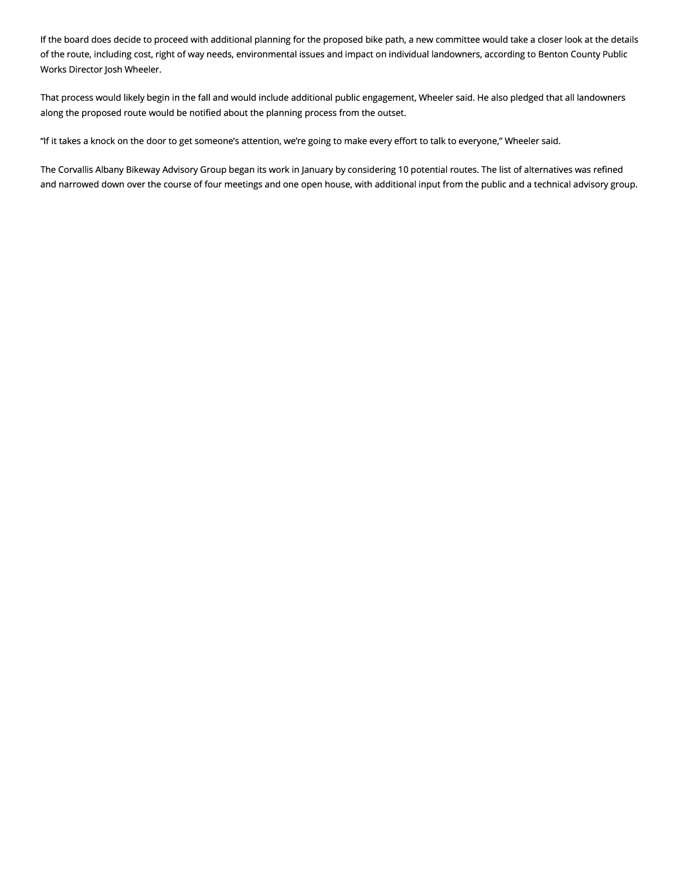If the board does decide to proceed with additional planning for the proposed bike path, a new committee would take a closer look at the details of the route, including cost, right of way needs, environmental issues and impact on individual landowners, according to Benton County Public Works Director Josh Wheeler.

That process would likely begin in the fall and would include additional public engagement, Wheeler said. He also pledged that all landowners along the proposed route would be notified about the planning process from the outset.

"If it takes a knock on the door to get someone's attention, we're going to make every effort to talk to everyone," Wheeler said.

The Corvallis Albany Bikeway Advisory Group began its work in January by considering 10 potential routes. The list of alternatives was refined and narrowed down over the course of four meetings and one open house, with additional input from the public and a technical advisory group.